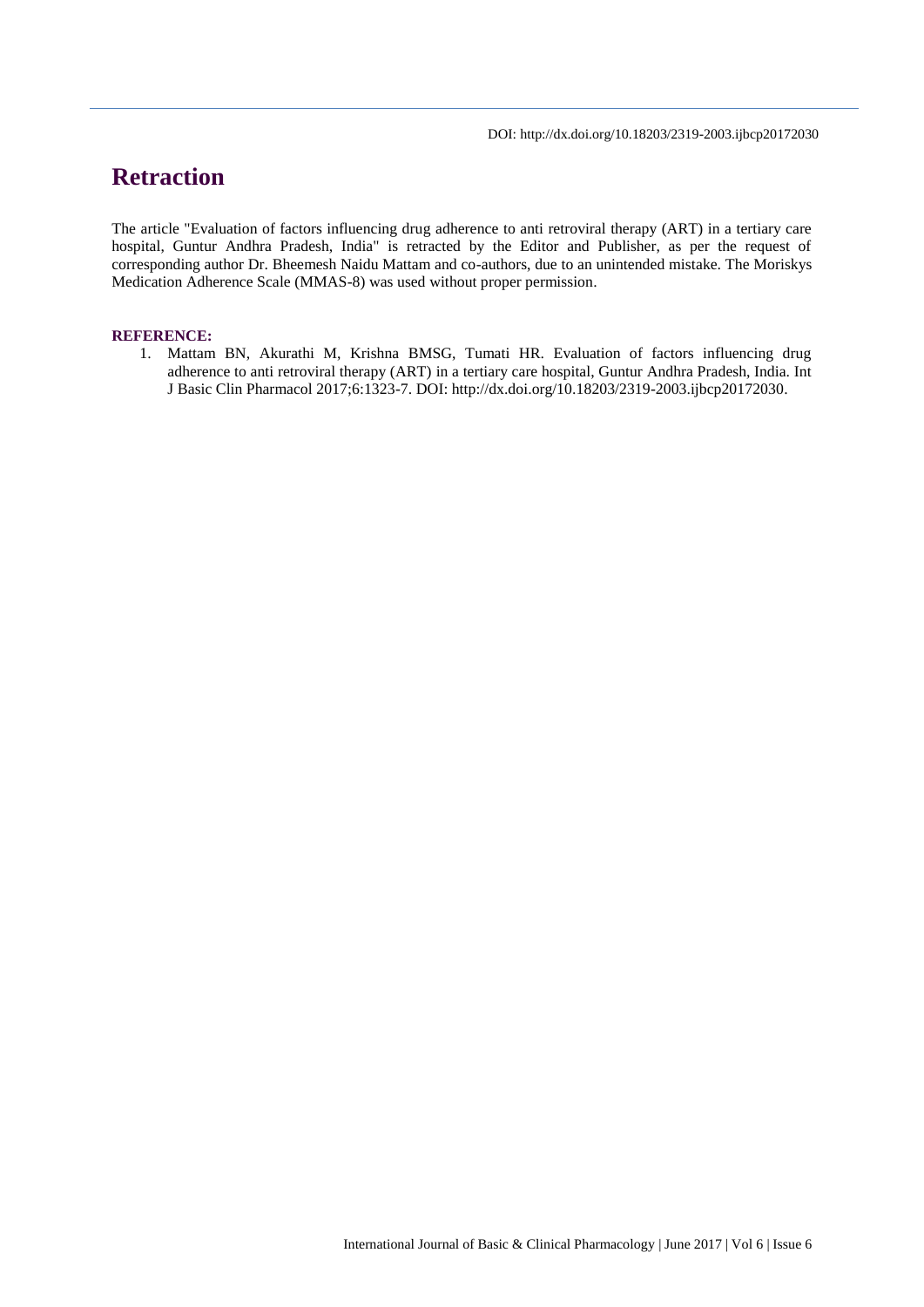DOI: http://dx.doi.org/10.18203/2319-2003.ijbcp20172030

# Retraction

The article "Evaluation of factors influencing drug adherence to anti retroviral therapy (ART) in a tertiary care hospital, Guntur Andhra Pradesh, India" is retracted by the Editor and Publisher, as per the request of corresponding author Dr. Bheemesh Naidu Mattam and co-authors, due to an unintended mistake. The Moriskys Medication Adherence Scale (MMAS-8) was used without proper permission.

**REFERENCE:**

1. Mattam BN, Akurathi M, Krishna BMSG, Tumati HR. Evaluation of factors influencing drug adherence to anti retroviral therapy (ART) in a tertiary care hospital, Guntur Andhra Pradesh, India. Int J Basic Clin Pharmacol 2017;6:1323-7. DOI: http://dx.doi.org/10.18203/2319-2003.ijbcp20172030.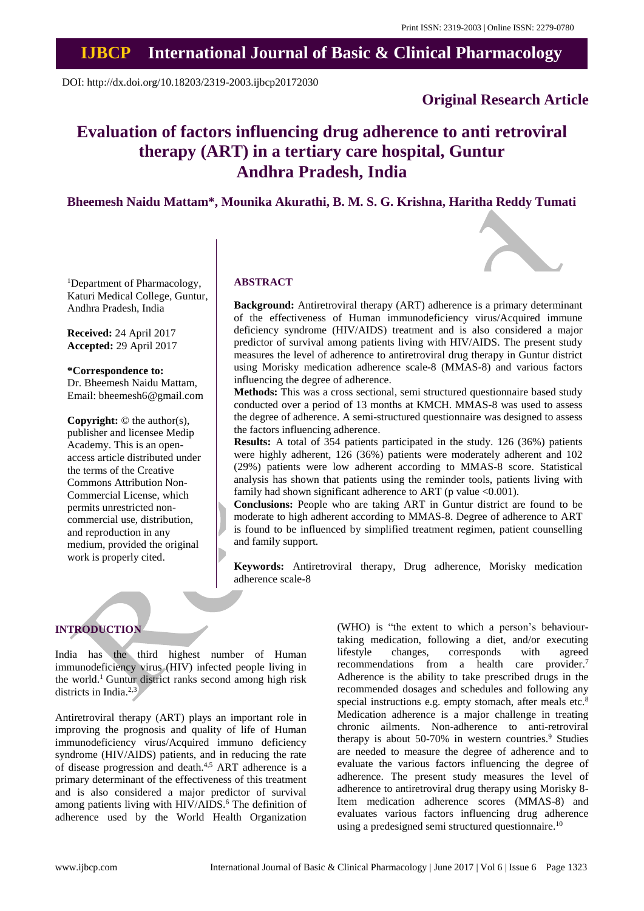Print ISSN: 2319-2003 | Online ISSN: 2279-0780

# IJBCP International Journal of Basic & Clinical Pharmacology

DOI: http://dx.doi.org/10.18203/2319-2003.ijbcp20172030

**Original Research Article**

# Evaluation of factors influencing drug adherence to anti retroviral therapy (ART) in a tertiary care hospital, Guntur Andhra Pradesh, India

**Bheemesh Naidu Mattam\*, Mounika Akurathi, B. M. S. G. Krishna, Haritha Reddy Tumati**

[1]Department of Pharmacology, Katuri Medical College, Guntur, Andhra Pradesh, India

**Received:** 24 April 2017
**Accepted:** 29 April 2017

**\*Correspondence to:**
Dr. Bheemesh Naidu Mattam,
Email: bheemesh6@gmail.com

**Copyright:** © the author(s), publisher and licensee Medip Academy. This is an open-access article distributed under the terms of the Creative Commons Attribution Non-Commercial License, which permits unrestricted non-commercial use, distribution, and reproduction in any medium, provided the original work is properly cited.

## ABSTRACT

**Background:** Antiretroviral therapy (ART) adherence is a primary determinant of the effectiveness of Human immunodeficiency virus/Acquired immune deficiency syndrome (HIV/AIDS) treatment and is also considered a major predictor of survival among patients living with HIV/AIDS. The present study measures the level of adherence to antiretroviral drug therapy in Guntur district using Morisky medication adherence scale-8 (MMAS-8) and various factors influencing the degree of adherence.

**Methods:** This was a cross sectional, semi structured questionnaire based study conducted over a period of 13 months at KMCH. MMAS-8 was used to assess the degree of adherence. A semi-structured questionnaire was designed to assess the factors influencing adherence.

**Results:** A total of 354 patients participated in the study. 126 (36%) patients were highly adherent, 126 (36%) patients were moderately adherent and 102 (29%) patients were low adherent according to MMAS-8 score. Statistical analysis has shown that patients using the reminder tools, patients living with family had shown significant adherence to ART (p value <0.001).

**Conclusions:** People who are taking ART in Guntur district are found to be moderate to high adherent according to MMAS-8. Degree of adherence to ART is found to be influenced by simplified treatment regimen, patient counselling and family support.

**Keywords:** Antiretroviral therapy, Drug adherence, Morisky medication adherence scale-8

## INTRODUCTION

India has the third highest number of Human immunodeficiency virus (HIV) infected people living in the world.[1] Guntur district ranks second among high risk districts in India.[2,3]

Antiretroviral therapy (ART) plays an important role in improving the prognosis and quality of life of Human immunodeficiency virus/Acquired immuno deficiency syndrome (HIV/AIDS) patients, and in reducing the rate of disease progression and death.[4,5] ART adherence is a primary determinant of the effectiveness of this treatment and is also considered a major predictor of survival among patients living with HIV/AIDS.[6] The definition of adherence used by the World Health Organization (WHO) is "the extent to which a person's behaviour-taking medication, following a diet, and/or executing lifestyle changes, corresponds with agreed recommendations from a health care provider.[7] Adherence is the ability to take prescribed drugs in the recommended dosages and schedules and following any special instructions e.g. empty stomach, after meals etc.[8] Medication adherence is a major challenge in treating chronic ailments. Non-adherence to anti-retroviral therapy is about 50-70% in western countries.[9] Studies are needed to measure the degree of adherence and to evaluate the various factors influencing the degree of adherence. The present study measures the level of adherence to antiretroviral drug therapy using Morisky 8-Item medication adherence scores (MMAS-8) and evaluates various factors influencing drug adherence using a predesigned semi structured questionnaire.[10]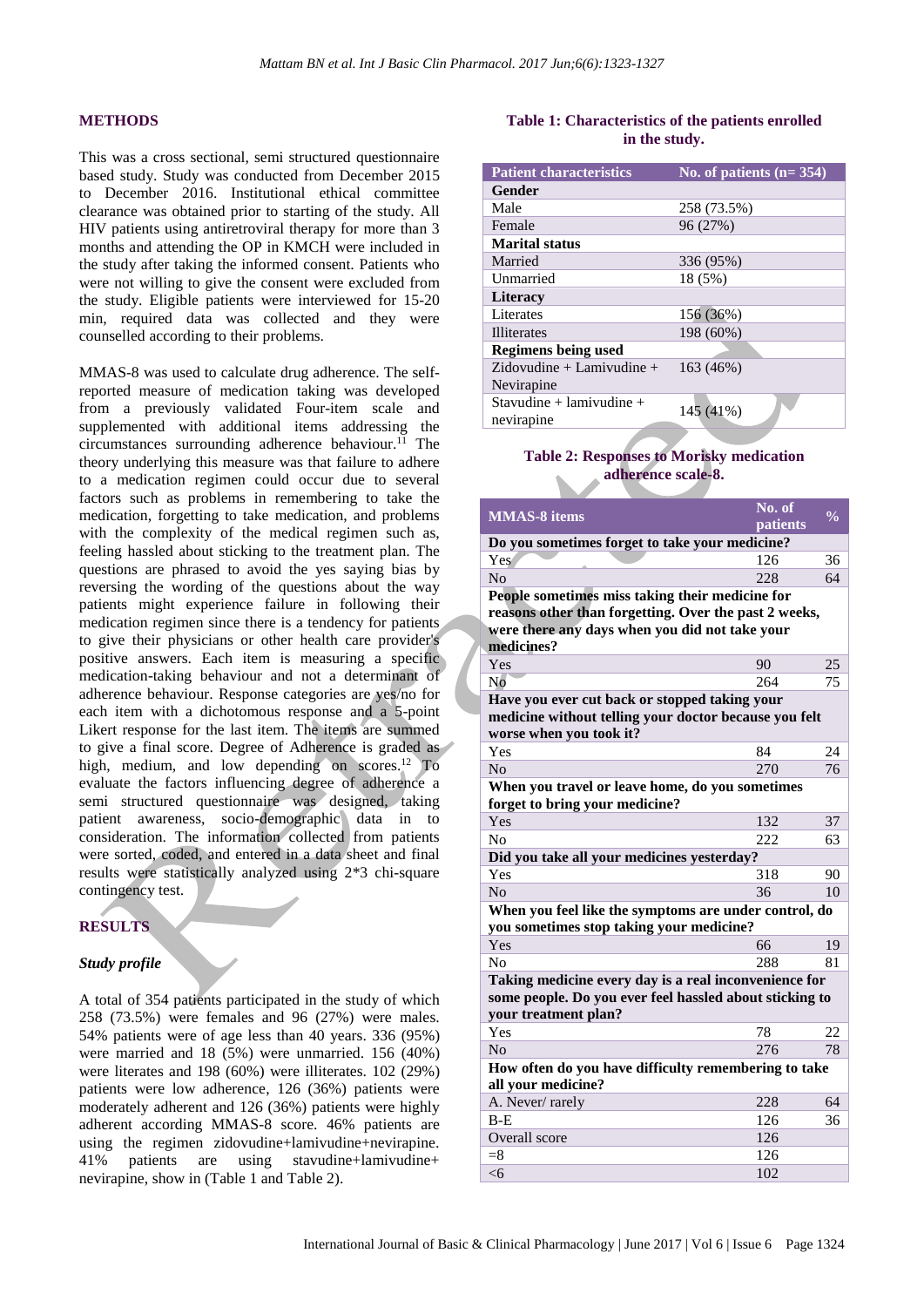## METHODS

This was a cross sectional, semi structured questionnaire based study. Study was conducted from December 2015 to December 2016. Institutional ethical committee clearance was obtained prior to starting of the study. All HIV patients using antiretroviral therapy for more than 3 months and attending the OP in KMCH were included in the study after taking the informed consent. Patients who were not willing to give the consent were excluded from the study. Eligible patients were interviewed for 15-20 min, required data was collected and they were counselled according to their problems.

MMAS-8 was used to calculate drug adherence. The self-reported measure of medication taking was developed from a previously validated Four-item scale and supplemented with additional items addressing the circumstances surrounding adherence behaviour.[11] The theory underlying this measure was that failure to adhere to a medication regimen could occur due to several factors such as problems in remembering to take the medication, forgetting to take medication, and problems with the complexity of the medical regimen such as, feeling hassled about sticking to the treatment plan. The questions are phrased to avoid the yes saying bias by reversing the wording of the questions about the way patients might experience failure in following their medication regimen since there is a tendency for patients to give their physicians or other health care provider's positive answers. Each item is measuring a specific medication-taking behaviour and not a determinant of adherence behaviour. Response categories are yes/no for each item with a dichotomous response and a 5-point Likert response for the last item. The items are summed to give a final score. Degree of Adherence is graded as high, medium, and low depending on scores.[12] To evaluate the factors influencing degree of adherence a semi structured questionnaire was designed, taking patient awareness, socio-demographic data in to consideration. The information collected from patients were sorted, coded, and entered in a data sheet and final results were statistically analyzed using 2*3 chi-square contingency test.

## RESULTS

### *Study profile*

A total of 354 patients participated in the study of which 258 (73.5%) were females and 96 (27%) were males. 54% patients were of age less than 40 years. 336 (95%) were married and 18 (5%) were unmarried. 156 (40%) were literates and 198 (60%) were illiterates. 102 (29%) patients were low adherence, 126 (36%) patients were moderately adherent and 126 (36%) patients were highly adherent according MMAS-8 score. 46% patients are using the regimen zidovudine+lamivudine+nevirapine. 41% patients are using stavudine+lamivudine+ nevirapine, show in (Table 1 and Table 2).

**Table 1: Characteristics of the patients enrolled in the study.**

| Patient characteristics | No. of patients (n= 354) |
|---|---|
| **Gender** | |
| Male | 258 (73.5%) |
| Female | 96 (27%) |
| **Marital status** | |
| Married | 336 (95%) |
| Unmarried | 18 (5%) |
| **Literacy** | |
| Literates | 156 (36%) |
| Illiterates | 198 (60%) |
| **Regimens being used** | |
| Zidovudine + Lamivudine + Nevirapine | 163 (46%) |
| Stavudine + lamivudine + nevirapine | 145 (41%) |

**Table 2: Responses to Morisky medication adherence scale-8.**

| MMAS-8 items | No. of patients | % |
|---|---|---|
| **Do you sometimes forget to take your medicine?** | | |
| Yes | 126 | 36 |
| No | 228 | 64 |
| **People sometimes miss taking their medicine for reasons other than forgetting. Over the past 2 weeks, were there any days when you did not take your medicines?** | | |
| Yes | 90 | 25 |
| No | 264 | 75 |
| **Have you ever cut back or stopped taking your medicine without telling your doctor because you felt worse when you took it?** | | |
| Yes | 84 | 24 |
| No | 270 | 76 |
| **When you travel or leave home, do you sometimes forget to bring your medicine?** | | |
| Yes | 132 | 37 |
| No | 222 | 63 |
| **Did you take all your medicines yesterday?** | | |
| Yes | 318 | 90 |
| No | 36 | 10 |
| **When you feel like the symptoms are under control, do you sometimes stop taking your medicine?** | | |
| Yes | 66 | 19 |
| No | 288 | 81 |
| **Taking medicine every day is a real inconvenience for some people. Do you ever feel hassled about sticking to your treatment plan?** | | |
| Yes | 78 | 22 |
| No | 276 | 78 |
| **How often do you have difficulty remembering to take all your medicine?** | | |
| A. Never/ rarely | 228 | 64 |
| B-E | 126 | 36 |
| Overall score | 126 | |
| =8 | 126 | |
| <6 | 102 | |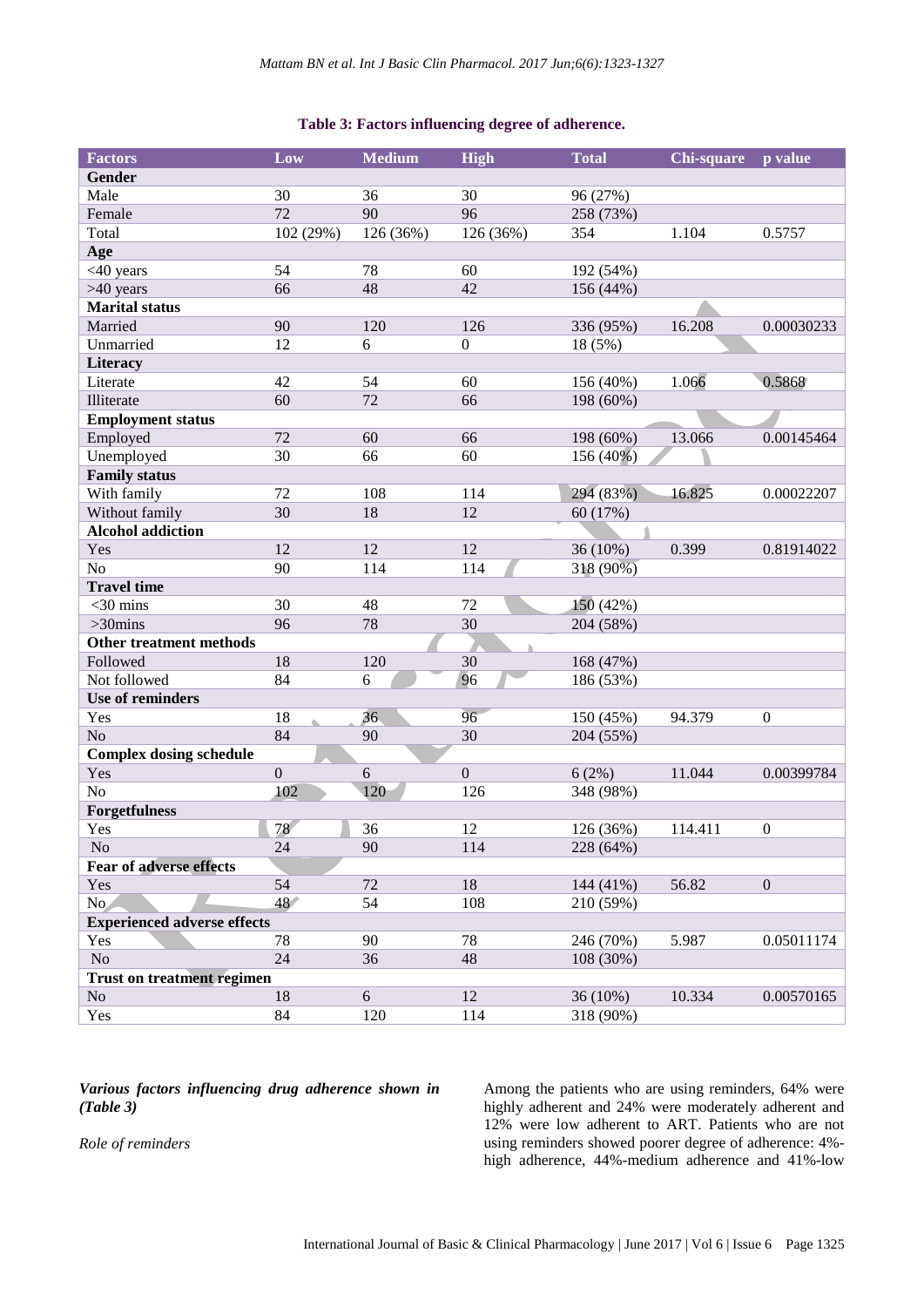**Table 3: Factors influencing degree of adherence.**

| Factors | Low | Medium | High | Total | Chi-square | p value |
|---|---|---|---|---|---|---|
| **Gender** | | | | | | |
| Male | 30 | 36 | 30 | 96 (27%) | | |
| Female | 72 | 90 | 96 | 258 (73%) | | |
| Total | 102 (29%) | 126 (36%) | 126 (36%) | 354 | 1.104 | 0.5757 |
| **Age** | | | | | | |
| <40 years | 54 | 78 | 60 | 192 (54%) | | |
| >40 years | 66 | 48 | 42 | 156 (44%) | | |
| **Marital status** | | | | | | |
| Married | 90 | 120 | 126 | 336 (95%) | 16.208 | 0.00030233 |
| Unmarried | 12 | 6 | 0 | 18 (5%) | | |
| **Literacy** | | | | | | |
| Literate | 42 | 54 | 60 | 156 (40%) | 1.066 | 0.5868 |
| Illiterate | 60 | 72 | 66 | 198 (60%) | | |
| **Employment status** | | | | | | |
| Employed | 72 | 60 | 66 | 198 (60%) | 13.066 | 0.00145464 |
| Unemployed | 30 | 66 | 60 | 156 (40%) | | |
| **Family status** | | | | | | |
| With family | 72 | 108 | 114 | 294 (83%) | 16.825 | 0.00022207 |
| Without family | 30 | 18 | 12 | 60 (17%) | | |
| **Alcohol addiction** | | | | | | |
| Yes | 12 | 12 | 12 | 36 (10%) | 0.399 | 0.81914022 |
| No | 90 | 114 | 114 | 318 (90%) | | |
| **Travel time** | | | | | | |
| <30 mins | 30 | 48 | 72 | 150 (42%) | | |
| >30mins | 96 | 78 | 30 | 204 (58%) | | |
| **Other treatment methods** | | | | | | |
| Followed | 18 | 120 | 30 | 168 (47%) | | |
| Not followed | 84 | 6 | 96 | 186 (53%) | | |
| **Use of reminders** | | | | | | |
| Yes | 18 | 36 | 96 | 150 (45%) | 94.379 | 0 |
| No | 84 | 90 | 30 | 204 (55%) | | |
| **Complex dosing schedule** | | | | | | |
| Yes | 0 | 6 | 0 | 6 (2%) | 11.044 | 0.00399784 |
| No | 102 | 120 | 126 | 348 (98%) | | |
| **Forgetfulness** | | | | | | |
| Yes | 78 | 36 | 12 | 126 (36%) | 114.411 | 0 |
| No | 24 | 90 | 114 | 228 (64%) | | |
| **Fear of adverse effects** | | | | | | |
| Yes | 54 | 72 | 18 | 144 (41%) | 56.82 | 0 |
| No | 48 | 54 | 108 | 210 (59%) | | |
| **Experienced adverse effects** | | | | | | |
| Yes | 78 | 90 | 78 | 246 (70%) | 5.987 | 0.05011174 |
| No | 24 | 36 | 48 | 108 (30%) | | |
| **Trust on treatment regimen** | | | | | | |
| No | 18 | 6 | 12 | 36 (10%) | 10.334 | 0.00570165 |
| Yes | 84 | 120 | 114 | 318 (90%) | | |

***Various factors influencing drug adherence shown in (Table 3)***

*Role of reminders*

Among the patients who are using reminders, 64% were highly adherent and 24% were moderately adherent and 12% were low adherent to ART. Patients who are not using reminders showed poorer degree of adherence: 4%-high adherence, 44%-medium adherence and 41%-low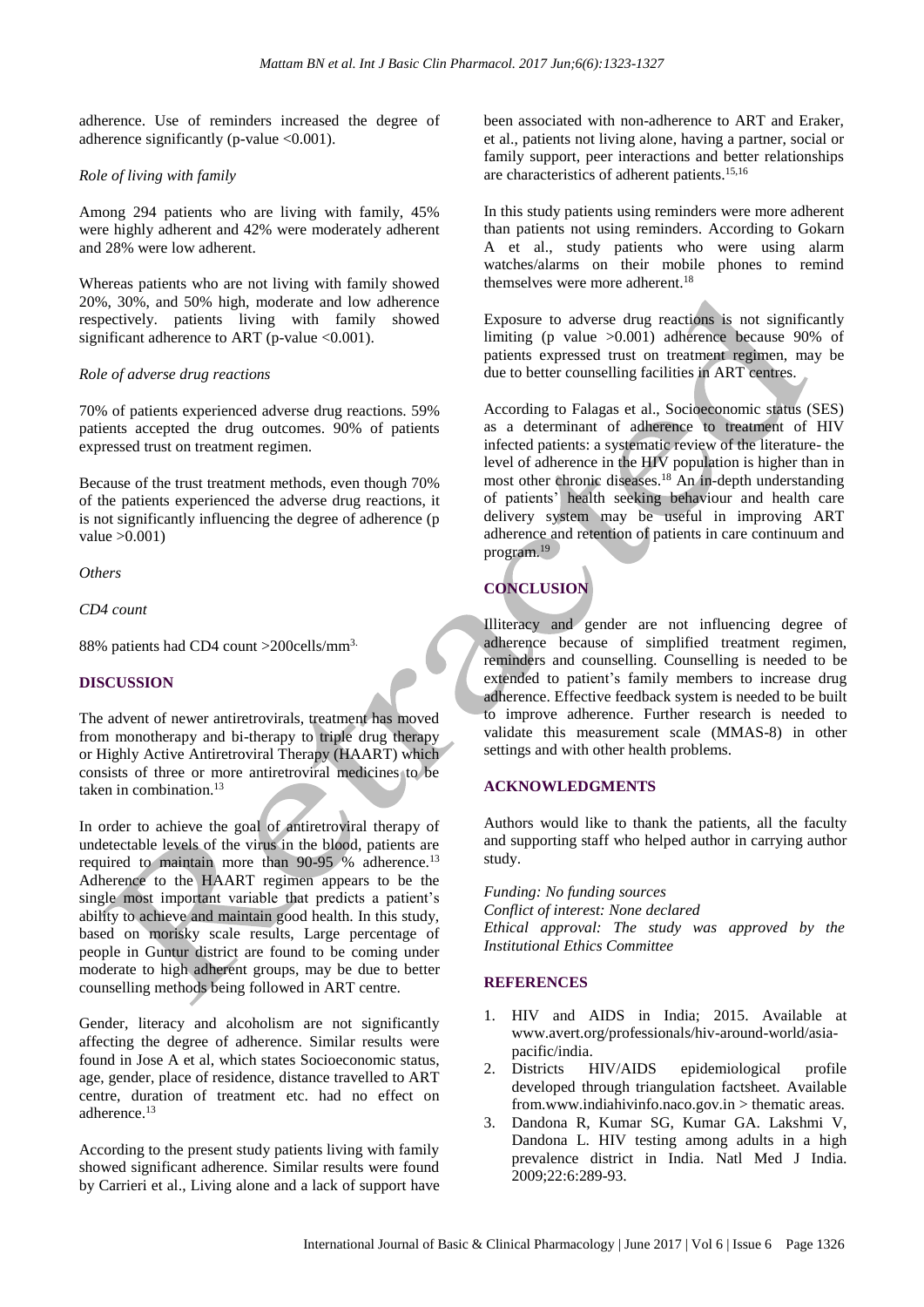adherence. Use of reminders increased the degree of adherence significantly (p-value <0.001).

*Role of living with family*

Among 294 patients who are living with family, 45% were highly adherent and 42% were moderately adherent and 28% were low adherent.

Whereas patients who are not living with family showed 20%, 30%, and 50% high, moderate and low adherence respectively. patients living with family showed significant adherence to ART (p-value <0.001).

*Role of adverse drug reactions*

70% of patients experienced adverse drug reactions. 59% patients accepted the drug outcomes. 90% of patients expressed trust on treatment regimen.

Because of the trust treatment methods, even though 70% of the patients experienced the adverse drug reactions, it is not significantly influencing the degree of adherence (p value >0.001)

*Others*

*CD4 count*

88% patients had CD4 count >200cells/mm$^3$.

## DISCUSSION

The advent of newer antiretrovirals, treatment has moved from monotherapy and bi-therapy to triple drug therapy or Highly Active Antiretroviral Therapy (HAART) which consists of three or more antiretroviral medicines to be taken in combination.[13]

In order to achieve the goal of antiretroviral therapy of undetectable levels of the virus in the blood, patients are required to maintain more than 90-95 % adherence.[13] Adherence to the HAART regimen appears to be the single most important variable that predicts a patient's ability to achieve and maintain good health. In this study, based on morisky scale results, Large percentage of people in Guntur district are found to be coming under moderate to high adherent groups, may be due to better counselling methods being followed in ART centre.

Gender, literacy and alcoholism are not significantly affecting the degree of adherence. Similar results were found in Jose A et al, which states Socioeconomic status, age, gender, place of residence, distance travelled to ART centre, duration of treatment etc. had no effect on adherence.[13]

According to the present study patients living with family showed significant adherence. Similar results were found by Carrieri et al., Living alone and a lack of support have been associated with non-adherence to ART and Eraker, et al., patients not living alone, having a partner, social or family support, peer interactions and better relationships are characteristics of adherent patients.[15,16]

In this study patients using reminders were more adherent than patients not using reminders. According to Gokarn A et al., study patients who were using alarm watches/alarms on their mobile phones to remind themselves were more adherent.[18]

Exposure to adverse drug reactions is not significantly limiting (p value >0.001) adherence because 90% of patients expressed trust on treatment regimen, may be due to better counselling facilities in ART centres.

According to Falagas et al., Socioeconomic status (SES) as a determinant of adherence to treatment of HIV infected patients: a systematic review of the literature- the level of adherence in the HIV population is higher than in most other chronic diseases.[18] An in-depth understanding of patients' health seeking behaviour and health care delivery system may be useful in improving ART adherence and retention of patients in care continuum and program.[19]

## CONCLUSION

Illiteracy and gender are not influencing degree of adherence because of simplified treatment regimen, reminders and counselling. Counselling is needed to be extended to patient's family members to increase drug adherence. Effective feedback system is needed to be built to improve adherence. Further research is needed to validate this measurement scale (MMAS-8) in other settings and with other health problems.

## ACKNOWLEDGMENTS

Authors would like to thank the patients, all the faculty and supporting staff who helped author in carrying author study.

*Funding: No funding sources*
*Conflict of interest: None declared*
*Ethical approval: The study was approved by the Institutional Ethics Committee*

## REFERENCES

1. HIV and AIDS in India; 2015. Available at www.avert.org/professionals/hiv-around-world/asia-pacific/india.
2. Districts HIV/AIDS epidemiological profile developed through triangulation factsheet. Available from.www.indiahivinfo.naco.gov.in > thematic areas.
3. Dandona R, Kumar SG, Kumar GA. Lakshmi V, Dandona L. HIV testing among adults in a high prevalence district in India. Natl Med J India. 2009;22:6:289-93.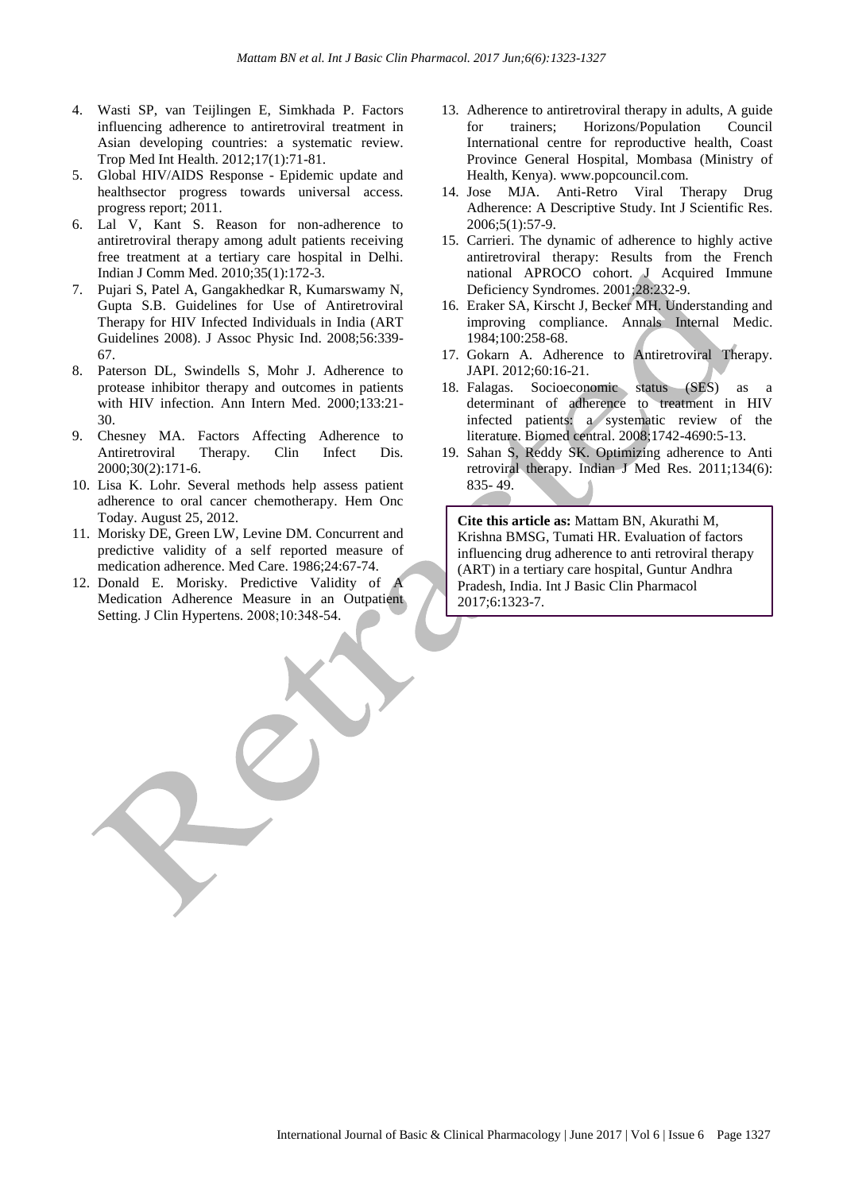4. Wasti SP, van Teijlingen E, Simkhada P. Factors influencing adherence to antiretroviral treatment in Asian developing countries: a systematic review. Trop Med Int Health. 2012;17(1):71-81.
5. Global HIV/AIDS Response - Epidemic update and healthsector progress towards universal access. progress report; 2011.
6. Lal V, Kant S. Reason for non-adherence to antiretroviral therapy among adult patients receiving free treatment at a tertiary care hospital in Delhi. Indian J Comm Med. 2010;35(1):172-3.
7. Pujari S, Patel A, Gangakhedkar R, Kumarswamy N, Gupta S.B. Guidelines for Use of Antiretroviral Therapy for HIV Infected Individuals in India (ART Guidelines 2008). J Assoc Physic Ind. 2008;56:339-67.
8. Paterson DL, Swindells S, Mohr J. Adherence to protease inhibitor therapy and outcomes in patients with HIV infection. Ann Intern Med. 2000;133:21-30.
9. Chesney MA. Factors Affecting Adherence to Antiretroviral Therapy. Clin Infect Dis. 2000;30(2):171-6.
10. Lisa K. Lohr. Several methods help assess patient adherence to oral cancer chemotherapy. Hem Onc Today. August 25, 2012.
11. Morisky DE, Green LW, Levine DM. Concurrent and predictive validity of a self reported measure of medication adherence. Med Care. 1986;24:67-74.
12. Donald E. Morisky. Predictive Validity of A Medication Adherence Measure in an Outpatient Setting. J Clin Hypertens. 2008;10:348-54.
13. Adherence to antiretroviral therapy in adults, A guide for trainers; Horizons/Population Council International centre for reproductive health, Coast Province General Hospital, Mombasa (Ministry of Health, Kenya). www.popcouncil.com.
14. Jose MJA. Anti-Retro Viral Therapy Drug Adherence: A Descriptive Study. Int J Scientific Res. 2006;5(1):57-9.
15. Carrieri. The dynamic of adherence to highly active antiretroviral therapy: Results from the French national APROCO cohort. J Acquired Immune Deficiency Syndromes. 2001;28:232-9.
16. Eraker SA, Kirscht J, Becker MH. Understanding and improving compliance. Annals Internal Medic. 1984;100:258-68.
17. Gokarn A. Adherence to Antiretroviral Therapy. JAPI. 2012;60:16-21.
18. Falagas. Socioeconomic status (SES) as a determinant of adherence to treatment in HIV infected patients: a systematic review of the literature. Biomed central. 2008;1742-4690:5-13.
19. Sahan S, Reddy SK. Optimizing adherence to Anti retroviral therapy. Indian J Med Res. 2011;134(6): 835- 49.

**Cite this article as:** Mattam BN, Akurathi M, Krishna BMSG, Tumati HR. Evaluation of factors influencing drug adherence to anti retroviral therapy (ART) in a tertiary care hospital, Guntur Andhra Pradesh, India. Int J Basic Clin Pharmacol 2017;6:1323-7.